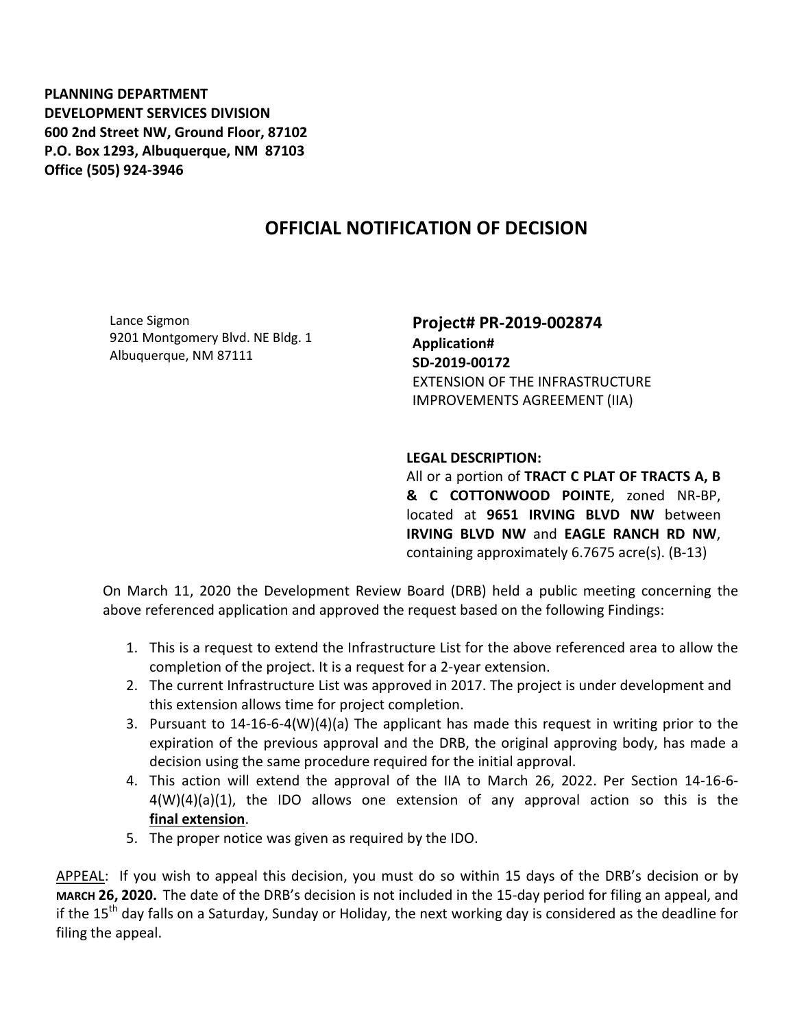**PLANNING DEPARTMENT**
**DEVELOPMENT SERVICES DIVISION**
**600 2nd Street NW, Ground Floor, 87102**
**P.O. Box 1293, Albuquerque, NM 87103**
**Office (505) 924-3946**

# OFFICIAL NOTIFICATION OF DECISION

Lance Sigmon
9201 Montgomery Blvd. NE Bldg. 1
Albuquerque, NM 87111

**Project# PR-2019-002874**
**Application#**
**SD-2019-00172**
EXTENSION OF THE INFRASTRUCTURE IMPROVEMENTS AGREEMENT (IIA)

**LEGAL DESCRIPTION:**
All or a portion of **TRACT C PLAT OF TRACTS A, B & C COTTONWOOD POINTE**, zoned NR-BP, located at **9651 IRVING BLVD NW** between **IRVING BLVD NW** and **EAGLE RANCH RD NW**, containing approximately 6.7675 acre(s). (B-13)

On March 11, 2020 the Development Review Board (DRB) held a public meeting concerning the above referenced application and approved the request based on the following Findings:

1. This is a request to extend the Infrastructure List for the above referenced area to allow the completion of the project. It is a request for a 2-year extension.
2. The current Infrastructure List was approved in 2017. The project is under development and this extension allows time for project completion.
3. Pursuant to 14-16-6-4(W)(4)(a) The applicant has made this request in writing prior to the expiration of the previous approval and the DRB, the original approving body, has made a decision using the same procedure required for the initial approval.
4. This action will extend the approval of the IIA to March 26, 2022. Per Section 14-16-6-4(W)(4)(a)(1), the IDO allows one extension of any approval action so this is the **final extension**.
5. The proper notice was given as required by the IDO.

APPEAL: If you wish to appeal this decision, you must do so within 15 days of the DRB's decision or by **MARCH 26, 2020.** The date of the DRB's decision is not included in the 15-day period for filing an appeal, and if the 15th day falls on a Saturday, Sunday or Holiday, the next working day is considered as the deadline for filing the appeal.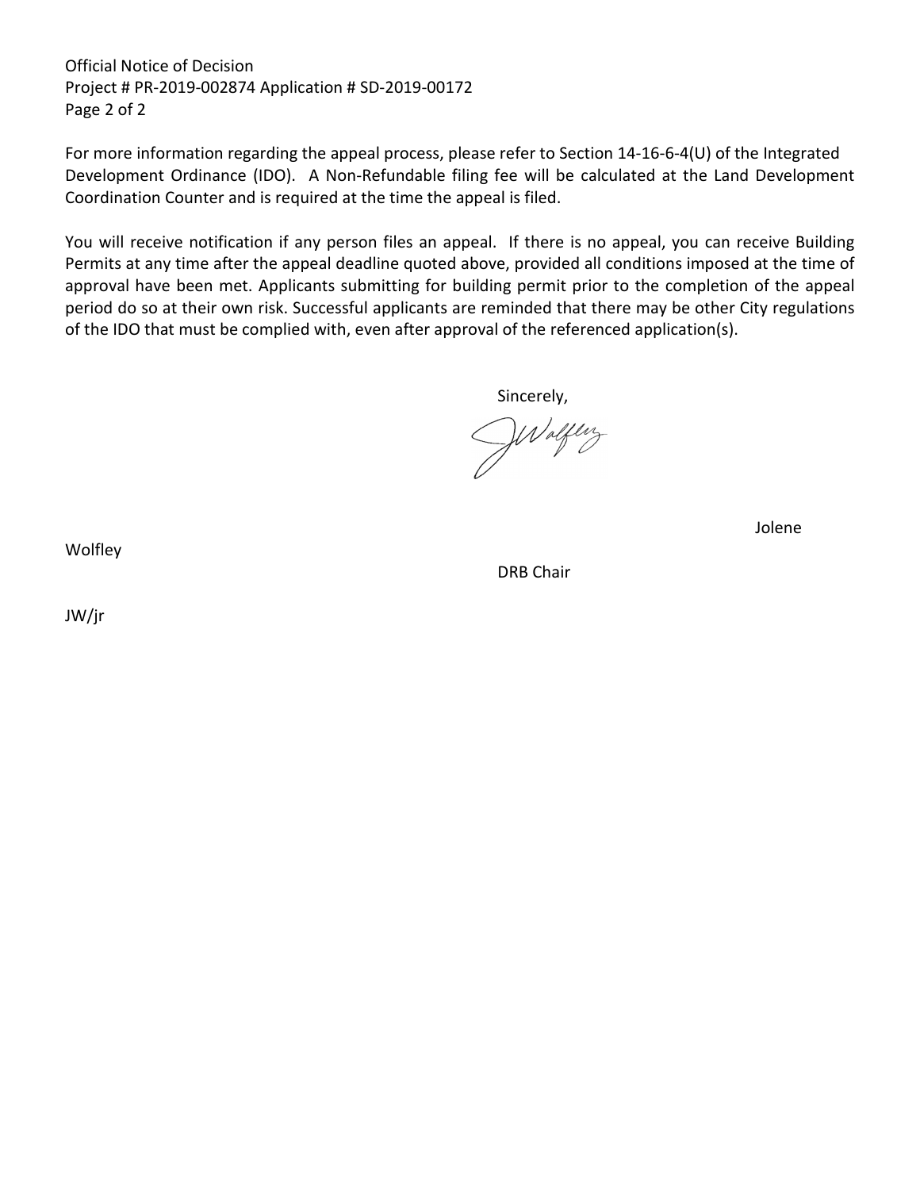For more information regarding the appeal process, please refer to Section 14-16-6-4(U) of the Integrated Development Ordinance (IDO). A Non-Refundable filing fee will be calculated at the Land Development Coordination Counter and is required at the time the appeal is filed.

You will receive notification if any person files an appeal. If there is no appeal, you can receive Building Permits at any time after the appeal deadline quoted above, provided all conditions imposed at the time of approval have been met. Applicants submitting for building permit prior to the completion of the appeal period do so at their own risk. Successful applicants are reminded that there may be other City regulations of the IDO that must be complied with, even after approval of the referenced application(s).

Sincerely,

Jolene Wolfley

DRB Chair

JW/jr